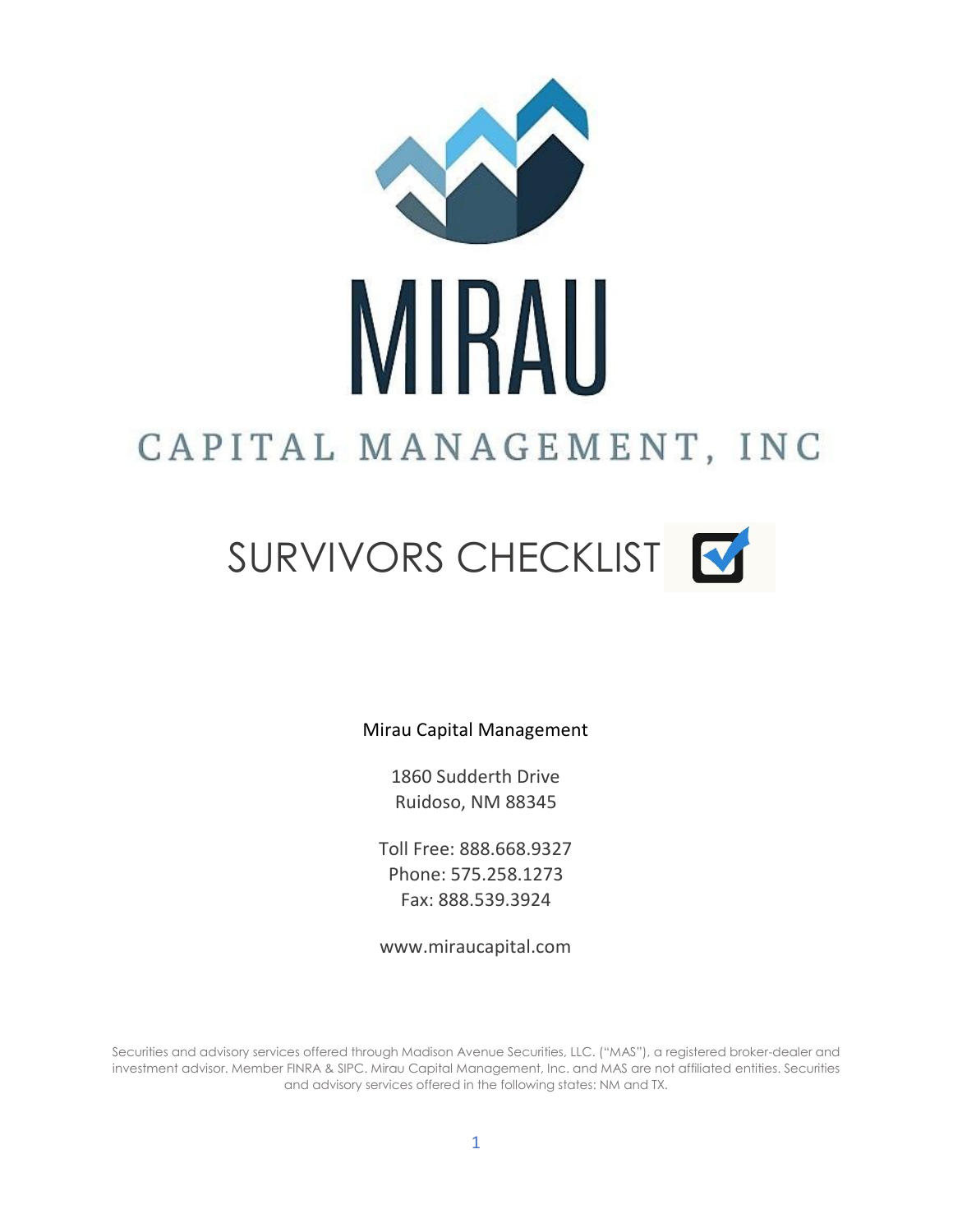# MIRAU

## CAPITAL MANAGEMENT, INC

# SURVIVORS CHECKLIST

Mirau Capital Management

1860 Sudderth Drive
Ruidoso, NM 88345

Toll Free: 888.668.9327
Phone: 575.258.1273
Fax: 888.539.3924

www.miraucapital.com

Securities and advisory services offered through Madison Avenue Securities, LLC. ("MAS"), a registered broker-dealer and investment advisor. Member FINRA & SIPC. Mirau Capital Management, Inc. and MAS are not affiliated entities. Securities and advisory services offered in the following states: NM and TX.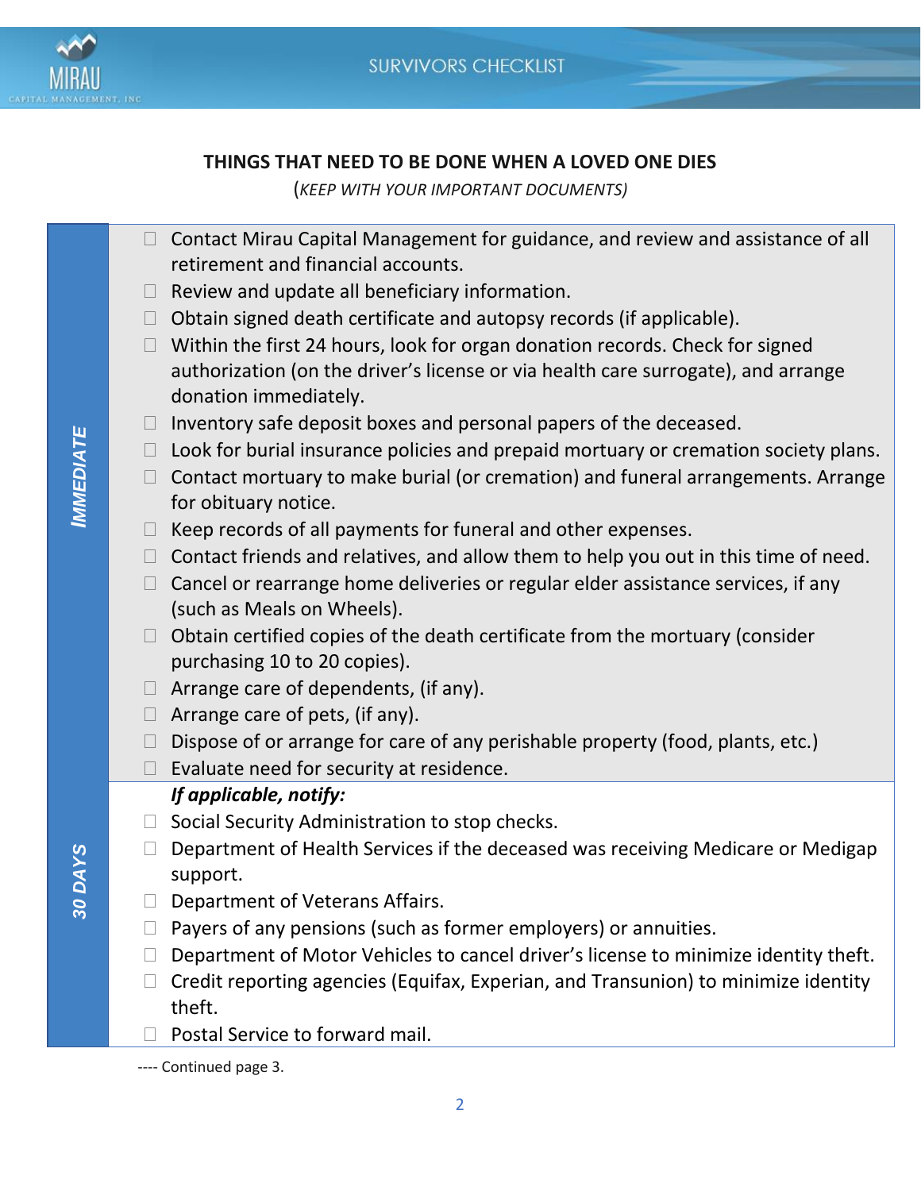## THINGS THAT NEED TO BE DONE WHEN A LOVED ONE DIES

(*KEEP WITH YOUR IMPORTANT DOCUMENTS)*

### *IMMEDIATE*

- ☐ Contact Mirau Capital Management for guidance, and review and assistance of all retirement and financial accounts.
- ☐ Review and update all beneficiary information.
- ☐ Obtain signed death certificate and autopsy records (if applicable).
- ☐ Within the first 24 hours, look for organ donation records. Check for signed authorization (on the driver's license or via health care surrogate), and arrange donation immediately.
- ☐ Inventory safe deposit boxes and personal papers of the deceased.
- ☐ Look for burial insurance policies and prepaid mortuary or cremation society plans.
- ☐ Contact mortuary to make burial (or cremation) and funeral arrangements. Arrange for obituary notice.
- ☐ Keep records of all payments for funeral and other expenses.
- ☐ Contact friends and relatives, and allow them to help you out in this time of need.
- ☐ Cancel or rearrange home deliveries or regular elder assistance services, if any (such as Meals on Wheels).
- ☐ Obtain certified copies of the death certificate from the mortuary (consider purchasing 10 to 20 copies).
- ☐ Arrange care of dependents, (if any).
- ☐ Arrange care of pets, (if any).
- ☐ Dispose of or arrange for care of any perishable property (food, plants, etc.)
- ☐ Evaluate need for security at residence.

### *30 DAYS*

***If applicable, notify:***

- ☐ Social Security Administration to stop checks.
- ☐ Department of Health Services if the deceased was receiving Medicare or Medigap support.
- ☐ Department of Veterans Affairs.
- ☐ Payers of any pensions (such as former employers) or annuities.
- ☐ Department of Motor Vehicles to cancel driver's license to minimize identity theft.
- ☐ Credit reporting agencies (Equifax, Experian, and Transunion) to minimize identity theft.
- ☐ Postal Service to forward mail.

---- Continued page 3.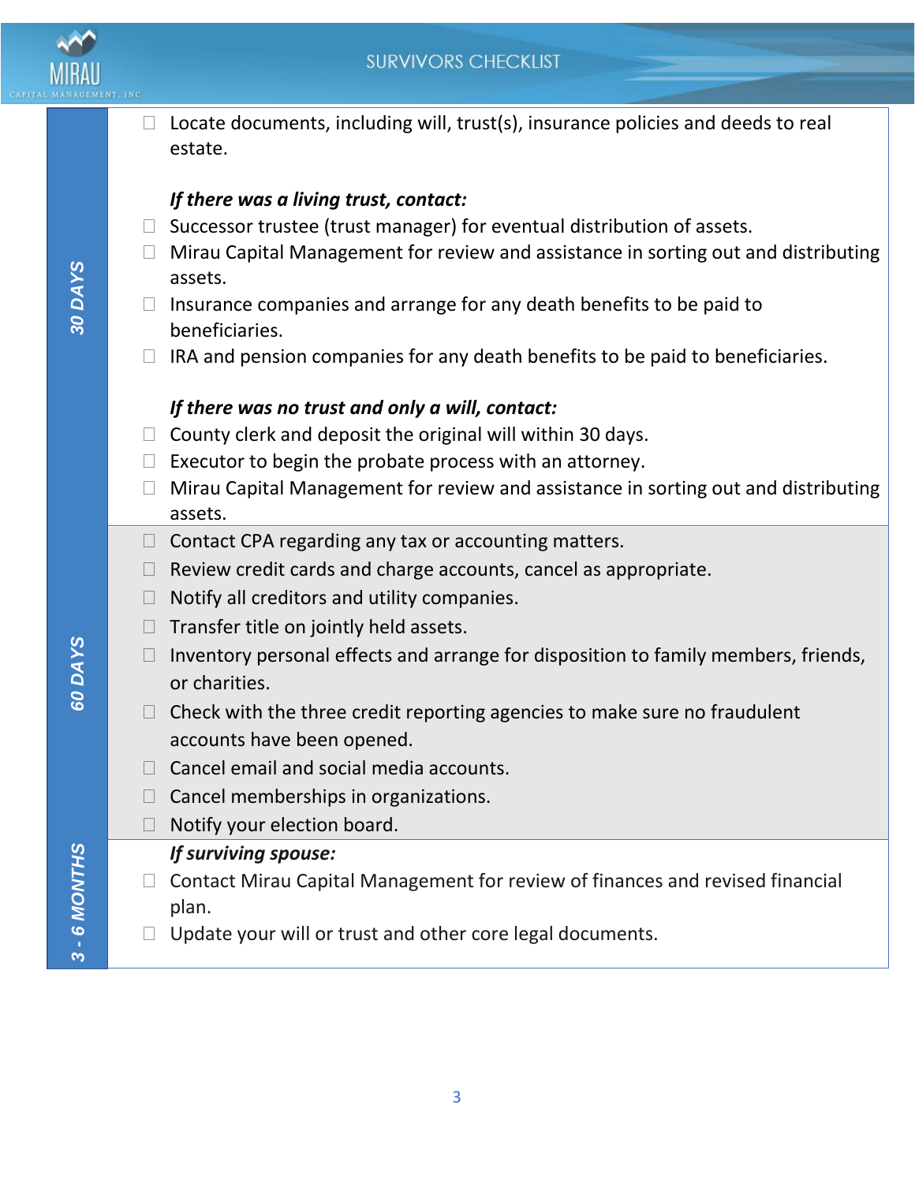## 30 DAYS

- ☐ Locate documents, including will, trust(s), insurance policies and deeds to real estate.

***If there was a living trust, contact:***

- ☐ Successor trustee (trust manager) for eventual distribution of assets.
- ☐ Mirau Capital Management for review and assistance in sorting out and distributing assets.
- ☐ Insurance companies and arrange for any death benefits to be paid to beneficiaries.
- ☐ IRA and pension companies for any death benefits to be paid to beneficiaries.

***If there was no trust and only a will, contact:***

- ☐ County clerk and deposit the original will within 30 days.
- ☐ Executor to begin the probate process with an attorney.
- ☐ Mirau Capital Management for review and assistance in sorting out and distributing assets.

## 60 DAYS

- ☐ Contact CPA regarding any tax or accounting matters.
- ☐ Review credit cards and charge accounts, cancel as appropriate.
- ☐ Notify all creditors and utility companies.
- ☐ Transfer title on jointly held assets.
- ☐ Inventory personal effects and arrange for disposition to family members, friends, or charities.
- ☐ Check with the three credit reporting agencies to make sure no fraudulent accounts have been opened.
- ☐ Cancel email and social media accounts.
- ☐ Cancel memberships in organizations.
- ☐ Notify your election board.

## 3 - 6 MONTHS

***If surviving spouse:***

- ☐ Contact Mirau Capital Management for review of finances and revised financial plan.
- ☐ Update your will or trust and other core legal documents.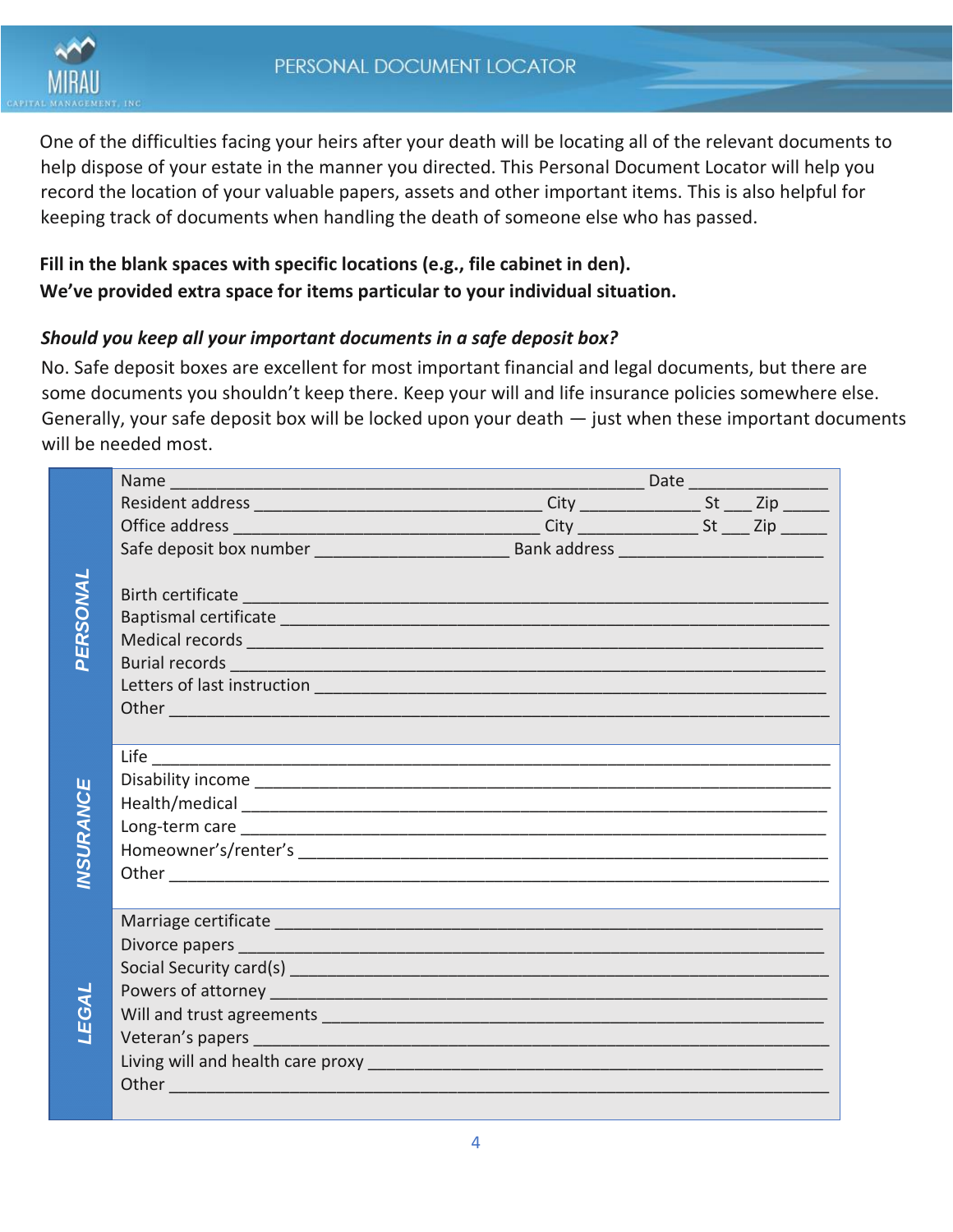# PERSONAL DOCUMENT LOCATOR

One of the difficulties facing your heirs after your death will be locating all of the relevant documents to help dispose of your estate in the manner you directed. This Personal Document Locator will help you record the location of your valuable papers, assets and other important items. This is also helpful for keeping track of documents when handling the death of someone else who has passed.

**Fill in the blank spaces with specific locations (e.g., file cabinet in den).**
**We've provided extra space for items particular to your individual situation.**

***Should you keep all your important documents in a safe deposit box?***

No. Safe deposit boxes are excellent for most important financial and legal documents, but there are some documents you shouldn't keep there. Keep your will and life insurance policies somewhere else. Generally, your safe deposit box will be locked upon your death — just when these important documents will be needed most.

## PERSONAL

Name ______________________________________ Date ______________

Resident address ___________________________ City ____________ St ___ Zip _____

Office address _____________________________ City ____________ St ___ Zip _____

Safe deposit box number ____________________ Bank address ____________________

Birth certificate ______________________________________________________

Baptismal certificate __________________________________________________

Medical records ______________________________________________________

Burial records ________________________________________________________

Letters of last instruction ______________________________________________

Other ______________________________________________________________

## INSURANCE

Life _______________________________________________________________

Disability income _____________________________________________________

Health/medical _______________________________________________________

Long-term care _______________________________________________________

Homeowner's/renter's __________________________________________________

Other ______________________________________________________________

## LEGAL

Marriage certificate ___________________________________________________

Divorce papers _______________________________________________________

Social Security card(s) ________________________________________________

Powers of attorney ____________________________________________________

Will and trust agreements ______________________________________________

Veteran's papers ______________________________________________________

Living will and health care proxy ________________________________________

Other ______________________________________________________________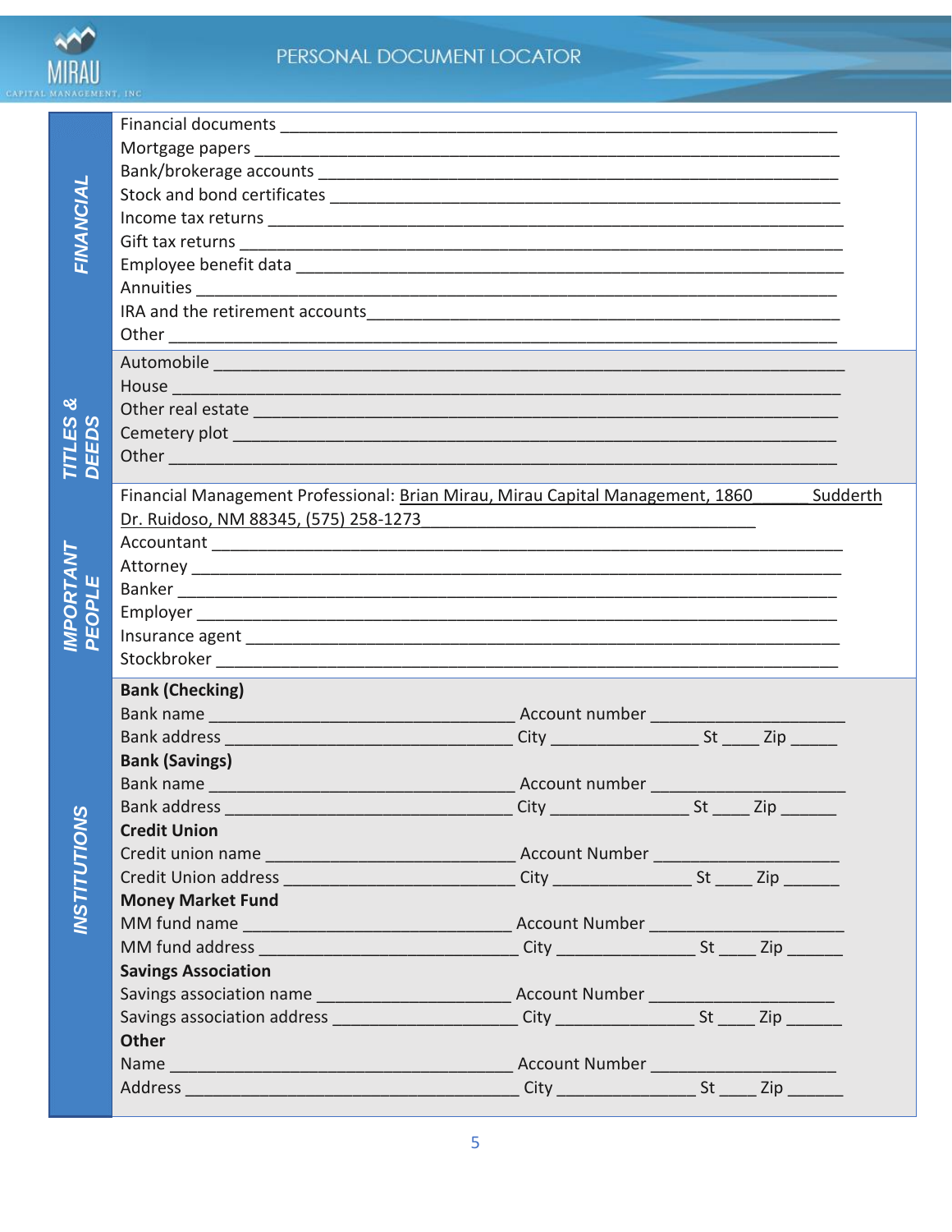# PERSONAL DOCUMENT LOCATOR

## FINANCIAL

Financial documents ___________________________________________________________

Mortgage papers ______________________________________________________________

Bank/brokerage accounts _______________________________________________________

Stock and bond certificates _____________________________________________________

Income tax returns ____________________________________________________________

Gift tax returns _______________________________________________________________

Employee benefit data _________________________________________________________

Annuities _____________________________________________________________________

IRA and the retirement accounts_________________________________________________

Other ________________________________________________________________________

## TITLES & DEEDS

Automobile ____________________________________________________________________

House ________________________________________________________________________

Other real estate _______________________________________________________________

Cemetery plot _________________________________________________________________

Other ________________________________________________________________________

## IMPORTANT PEOPLE

Financial Management Professional: Brian Mirau, Mirau Capital Management, 1860 Sudderth Dr. Ruidoso, NM 88345, (575) 258-1273

Accountant ____________________________________________________________________

Attorney ______________________________________________________________________

Banker ________________________________________________________________________

Employer ______________________________________________________________________

Insurance agent ________________________________________________________________

Stockbroker ____________________________________________________________________

## INSTITUTIONS

**Bank (Checking)**

Bank name _______________________________ Account number _____________________

Bank address _____________________________ City _______________ St ____ Zip _____

**Bank (Savings)**

Bank name _______________________________ Account number _____________________

Bank address _____________________________ City _______________ St ____ Zip ______

**Credit Union**

Credit union name _________________________ Account Number ____________________

Credit Union address _______________________ City ______________ St ____ Zip ______

**Money Market Fund**

MM fund name ____________________________ Account Number _____________________

MM fund address __________________________ City ______________ St ____ Zip ______

**Savings Association**

Savings association name ___________________ Account Number ___________________

Savings association address _________________ City ______________ St ____ Zip ______

**Other**

Name ____________________________________ Account Number ____________________

Address __________________________________ City ______________ St ____ Zip ______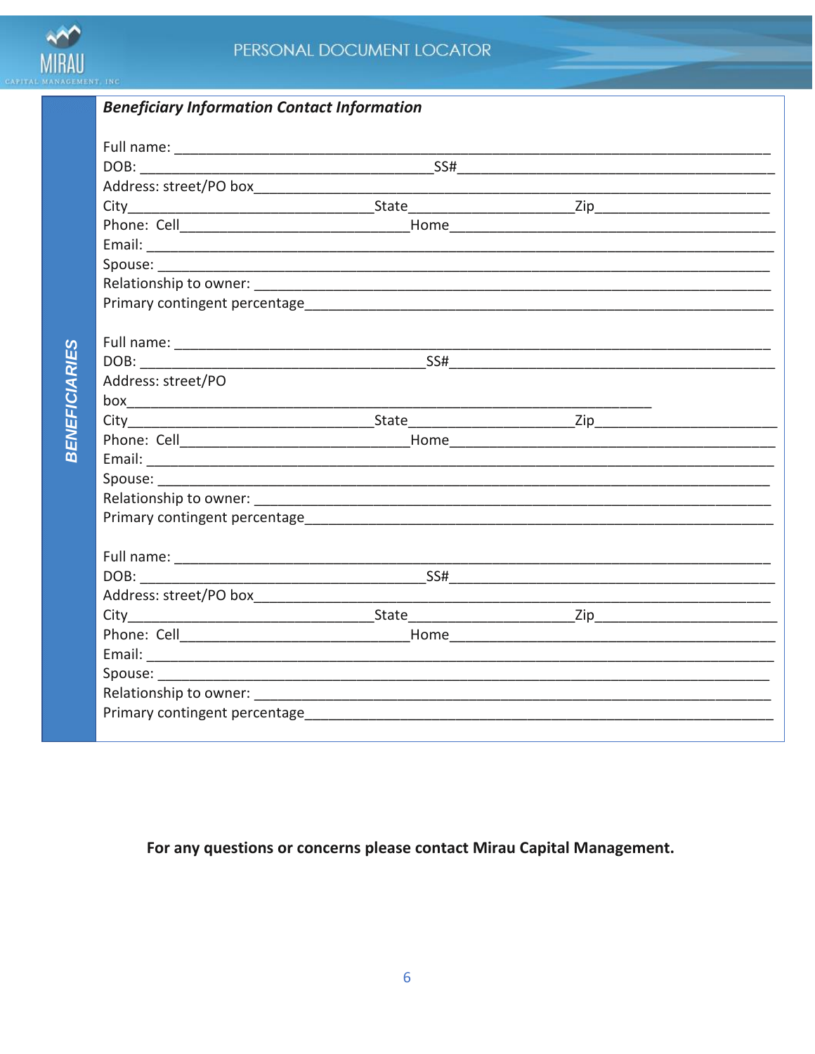**BENEFICIARIES**

***Beneficiary Information Contact Information***

Full name: ___________________________________________________________________________
DOB: ______________________________________SS#_________________________________________
Address: street/PO box_______________________________________________________________
City________________________________State____________________Zip______________________
Phone: Cell_____________________________Home___________________________________________
Email: ______________________________________________________________________________
Spouse: ____________________________________________________________________________
Relationship to owner: _______________________________________________________________
Primary contingent percentage_________________________________________________________

Full name: ___________________________________________________________________________
DOB: _____________________________________SS#__________________________________________
Address: street/PO box________________________________________________________________
City________________________________State____________________Zip______________________
Phone: Cell_____________________________Home___________________________________________
Email: ______________________________________________________________________________
Spouse: ____________________________________________________________________________
Relationship to owner: _______________________________________________________________
Primary contingent percentage_________________________________________________________

Full name: ___________________________________________________________________________
DOB: _____________________________________SS#__________________________________________
Address: street/PO box_______________________________________________________________
City________________________________State____________________Zip______________________
Phone: Cell_____________________________Home___________________________________________
Email: ______________________________________________________________________________
Spouse: ____________________________________________________________________________
Relationship to owner: _______________________________________________________________
Primary contingent percentage_________________________________________________________

**For any questions or concerns please contact Mirau Capital Management.**